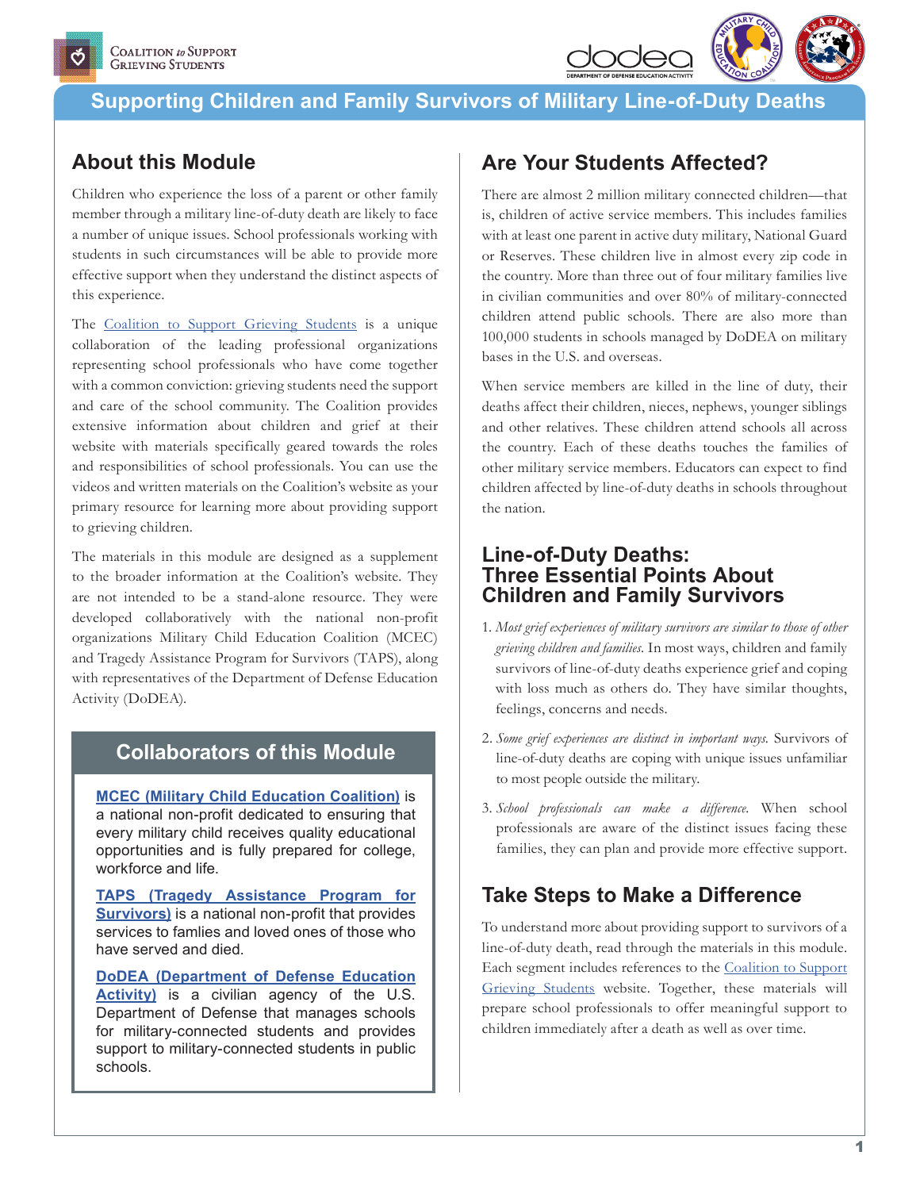# Supporting Children and Family Survivors of Military Line-of-Duty Deaths

## About this Module

Children who experience the loss of a parent or other family member through a military line-of-duty death are likely to face a number of unique issues. School professionals working with students in such circumstances will be able to provide more effective support when they understand the distinct aspects of this experience.

The Coalition to Support Grieving Students is a unique collaboration of the leading professional organizations representing school professionals who have come together with a common conviction: grieving students need the support and care of the school community. The Coalition provides extensive information about children and grief at their website with materials specifically geared towards the roles and responsibilities of school professionals. You can use the videos and written materials on the Coalition's website as your primary resource for learning more about providing support to grieving children.

The materials in this module are designed as a supplement to the broader information at the Coalition's website. They are not intended to be a stand-alone resource. They were developed collaboratively with the national non-profit organizations Military Child Education Coalition (MCEC) and Tragedy Assistance Program for Survivors (TAPS), along with representatives of the Department of Defense Education Activity (DoDEA).

### Collaborators of this Module

**MCEC (Military Child Education Coalition)** is a national non-profit dedicated to ensuring that every military child receives quality educational opportunities and is fully prepared for college, workforce and life.

**TAPS (Tragedy Assistance Program for Survivors)** is a national non-profit that provides services to famlies and loved ones of those who have served and died.

**DoDEA (Department of Defense Education Activity)** is a civilian agency of the U.S. Department of Defense that manages schools for military-connected students and provides support to military-connected students in public schools.

## Are Your Students Affected?

There are almost 2 million military connected children—that is, children of active service members. This includes families with at least one parent in active duty military, National Guard or Reserves. These children live in almost every zip code in the country. More than three out of four military families live in civilian communities and over 80% of military-connected children attend public schools. There are also more than 100,000 students in schools managed by DoDEA on military bases in the U.S. and overseas.

When service members are killed in the line of duty, their deaths affect their children, nieces, nephews, younger siblings and other relatives. These children attend schools all across the country. Each of these deaths touches the families of other military service members. Educators can expect to find children affected by line-of-duty deaths in schools throughout the nation.

## Line-of-Duty Deaths: Three Essential Points About Children and Family Survivors

1. *Most grief experiences of military survivors are similar to those of other grieving children and families.* In most ways, children and family survivors of line-of-duty deaths experience grief and coping with loss much as others do. They have similar thoughts, feelings, concerns and needs.
2. *Some grief experiences are distinct in important ways.* Survivors of line-of-duty deaths are coping with unique issues unfamiliar to most people outside the military.
3. *School professionals can make a difference.* When school professionals are aware of the distinct issues facing these families, they can plan and provide more effective support.

## Take Steps to Make a Difference

To understand more about providing support to survivors of a line-of-duty death, read through the materials in this module. Each segment includes references to the Coalition to Support Grieving Students website. Together, these materials will prepare school professionals to offer meaningful support to children immediately after a death as well as over time.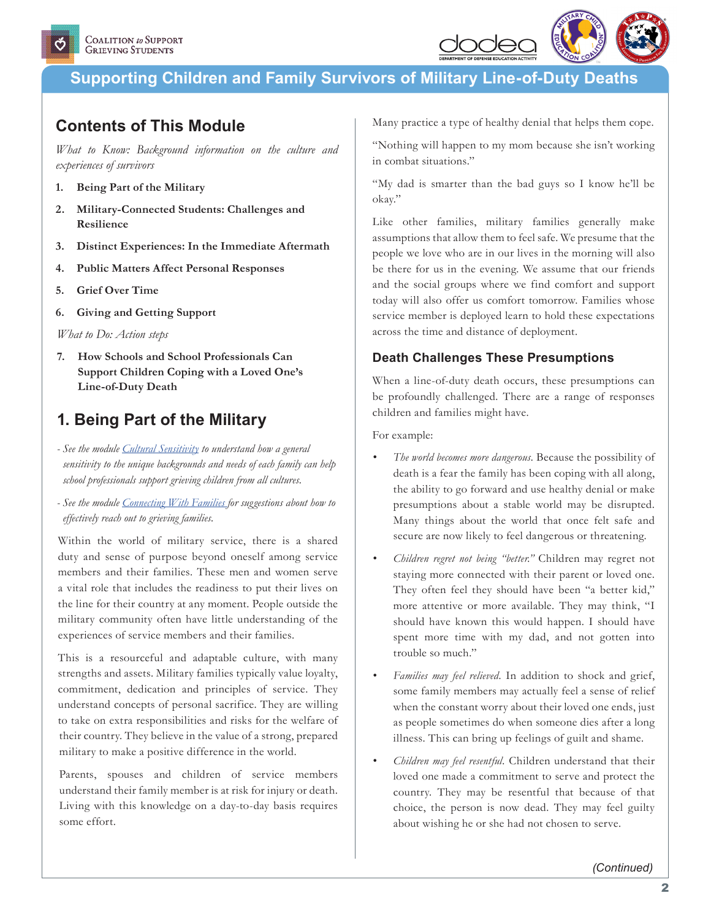# Supporting Children and Family Survivors of Military Line-of-Duty Deaths

## Contents of This Module

*What to Know: Background information on the culture and experiences of survivors*

1. **Being Part of the Military**
2. **Military-Connected Students: Challenges and Resilience**
3. **Distinct Experiences: In the Immediate Aftermath**
4. **Public Matters Affect Personal Responses**
5. **Grief Over Time**
6. **Giving and Getting Support**

*What to Do: Action steps*

7. **How Schools and School Professionals Can Support Children Coping with a Loved One's Line-of-Duty Death**

## 1. Being Part of the Military

*- See the module Cultural Sensitivity to understand how a general sensitivity to the unique backgrounds and needs of each family can help school professionals support grieving children from all cultures.*

*- See the module Connecting With Families for suggestions about how to effectively reach out to grieving families.*

Within the world of military service, there is a shared duty and sense of purpose beyond oneself among service members and their families. These men and women serve a vital role that includes the readiness to put their lives on the line for their country at any moment. People outside the military community often have little understanding of the experiences of service members and their families.

This is a resourceful and adaptable culture, with many strengths and assets. Military families typically value loyalty, commitment, dedication and principles of service. They understand concepts of personal sacrifice. They are willing to take on extra responsibilities and risks for the welfare of their country. They believe in the value of a strong, prepared military to make a positive difference in the world.

Parents, spouses and children of service members understand their family member is at risk for injury or death. Living with this knowledge on a day-to-day basis requires some effort. Many practice a type of healthy denial that helps them cope.

"Nothing will happen to my mom because she isn't working in combat situations."

"My dad is smarter than the bad guys so I know he'll be okay."

Like other families, military families generally make assumptions that allow them to feel safe. We presume that the people we love who are in our lives in the morning will also be there for us in the evening. We assume that our friends and the social groups where we find comfort and support today will also offer us comfort tomorrow. Families whose service member is deployed learn to hold these expectations across the time and distance of deployment.

### Death Challenges These Presumptions

When a line-of-duty death occurs, these presumptions can be profoundly challenged. There are a range of responses children and families might have.

For example:

- *The world becomes more dangerous.* Because the possibility of death is a fear the family has been coping with all along, the ability to go forward and use healthy denial or make presumptions about a stable world may be disrupted. Many things about the world that once felt safe and secure are now likely to feel dangerous or threatening.
- *Children regret not being "better."* Children may regret not staying more connected with their parent or loved one. They often feel they should have been "a better kid," more attentive or more available. They may think, "I should have known this would happen. I should have spent more time with my dad, and not gotten into trouble so much."
- *Families may feel relieved.* In addition to shock and grief, some family members may actually feel a sense of relief when the constant worry about their loved one ends, just as people sometimes do when someone dies after a long illness. This can bring up feelings of guilt and shame.
- *Children may feel resentful.* Children understand that their loved one made a commitment to serve and protect the country. They may be resentful that because of that choice, the person is now dead. They may feel guilty about wishing he or she had not chosen to serve.

*(Continued)*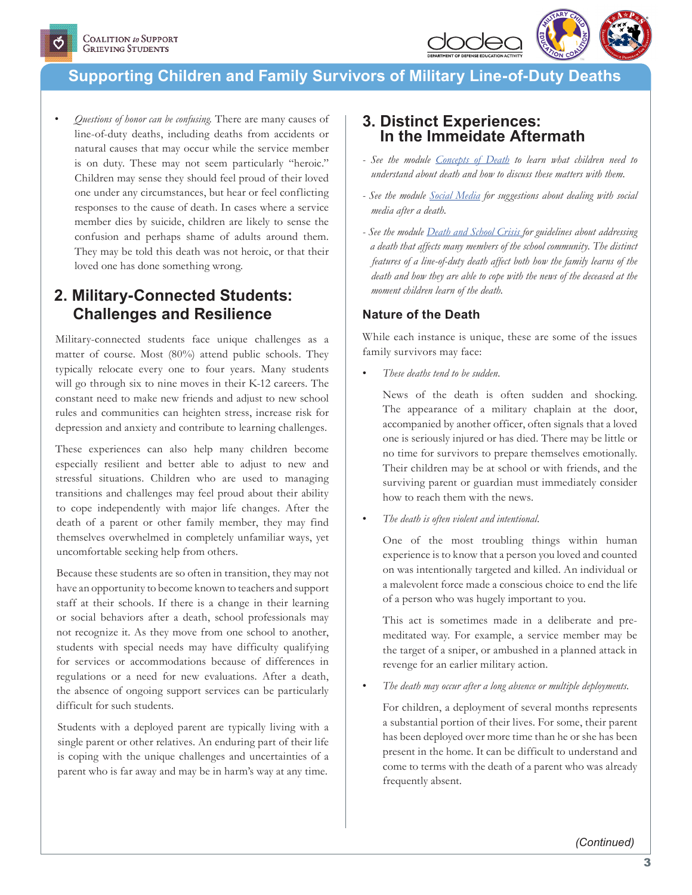- *Questions of honor can be confusing.* There are many causes of line-of-duty deaths, including deaths from accidents or natural causes that may occur while the service member is on duty. These may not seem particularly "heroic." Children may sense they should feel proud of their loved one under any circumstances, but hear or feel conflicting responses to the cause of death. In cases where a service member dies by suicide, children are likely to sense the confusion and perhaps shame of adults around them. They may be told this death was not heroic, or that their loved one has done something wrong.

## 2. Military-Connected Students: Challenges and Resilience

Military-connected students face unique challenges as a matter of course. Most (80%) attend public schools. They typically relocate every one to four years. Many students will go through six to nine moves in their K-12 careers. The constant need to make new friends and adjust to new school rules and communities can heighten stress, increase risk for depression and anxiety and contribute to learning challenges.

These experiences can also help many children become especially resilient and better able to adjust to new and stressful situations. Children who are used to managing transitions and challenges may feel proud about their ability to cope independently with major life changes. After the death of a parent or other family member, they may find themselves overwhelmed in completely unfamiliar ways, yet uncomfortable seeking help from others.

Because these students are so often in transition, they may not have an opportunity to become known to teachers and support staff at their schools. If there is a change in their learning or social behaviors after a death, school professionals may not recognize it. As they move from one school to another, students with special needs may have difficulty qualifying for services or accommodations because of differences in regulations or a need for new evaluations. After a death, the absence of ongoing support services can be particularly difficult for such students.

Students with a deployed parent are typically living with a single parent or other relatives. An enduring part of their life is coping with the unique challenges and uncertainties of a parent who is far away and may be in harm's way at any time.

## 3. Distinct Experiences: In the Immeiate Aftermath

*- See the module Concepts of Death to learn what children need to understand about death and how to discuss these matters with them.*

*- See the module Social Media for suggestions about dealing with social media after a death.*

*- See the module Death and School Crisis for guidelines about addressing a death that affects many members of the school community. The distinct features of a line-of-duty death affect both how the family learns of the death and how they are able to cope with the news of the deceased at the moment children learn of the death.*

### Nature of the Death

While each instance is unique, these are some of the issues family survivors may face:

- *These deaths tend to be sudden.*

  News of the death is often sudden and shocking. The appearance of a military chaplain at the door, accompanied by another officer, often signals that a loved one is seriously injured or has died. There may be little or no time for survivors to prepare themselves emotionally. Their children may be at school or with friends, and the surviving parent or guardian must immediately consider how to reach them with the news.

- *The death is often violent and intentional.*

  One of the most troubling things within human experience is to know that a person you loved and counted on was intentionally targeted and killed. An individual or a malevolent force made a conscious choice to end the life of a person who was hugely important to you.

  This act is sometimes made in a deliberate and pre-meditated way. For example, a service member may be the target of a sniper, or ambushed in a planned attack in revenge for an earlier military action.

- *The death may occur after a long absence or multiple deployments.*

  For children, a deployment of several months represents a substantial portion of their lives. For some, their parent has been deployed over more time than he or she has been present in the home. It can be difficult to understand and come to terms with the death of a parent who was already frequently absent.

*(Continued)*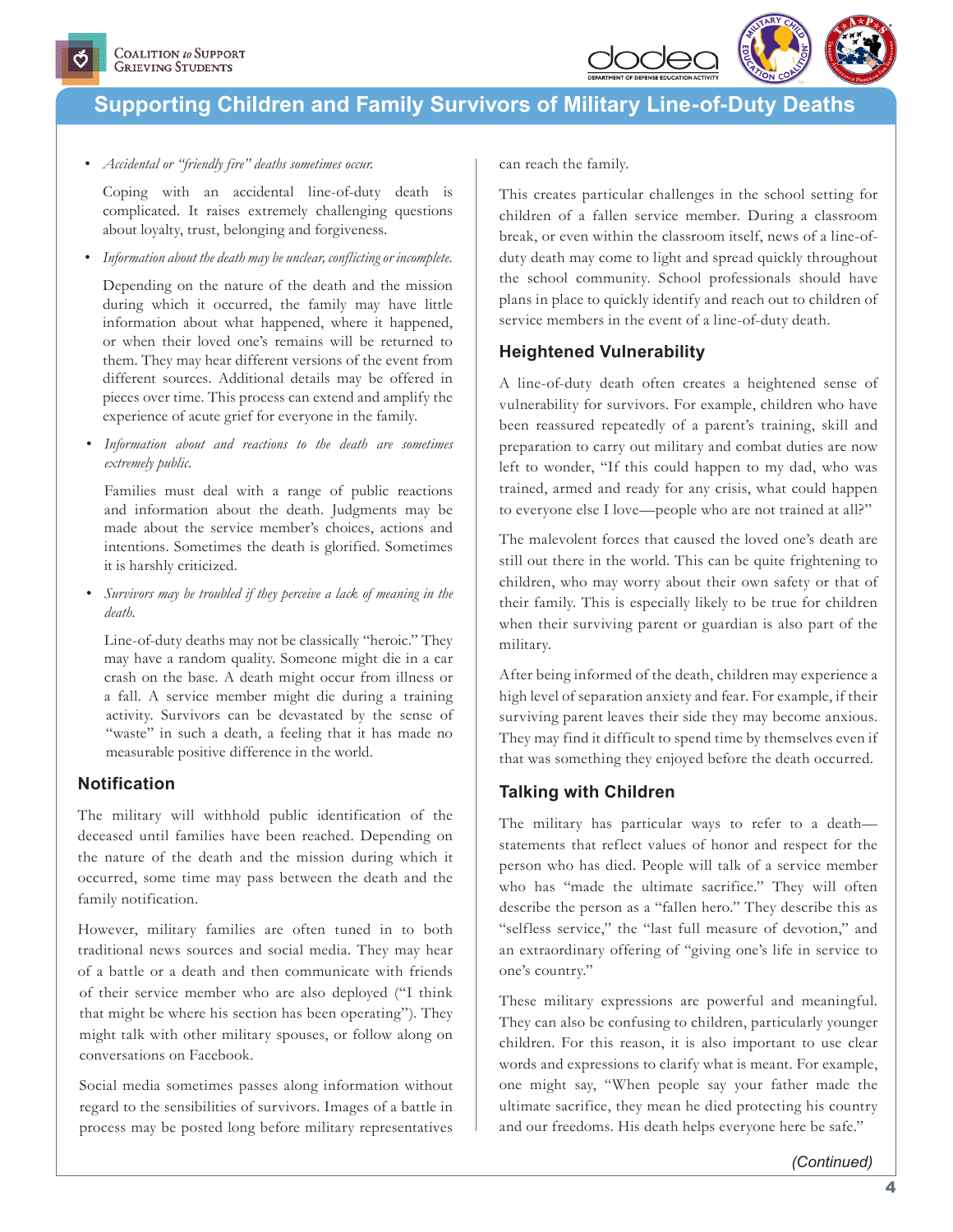- *Accidental or "friendly fire" deaths sometimes occur.*

  Coping with an accidental line-of-duty death is complicated. It raises extremely challenging questions about loyalty, trust, belonging and forgiveness.

- *Information about the death may be unclear, conflicting or incomplete.*

  Depending on the nature of the death and the mission during which it occurred, the family may have little information about what happened, where it happened, or when their loved one's remains will be returned to them. They may hear different versions of the event from different sources. Additional details may be offered in pieces over time. This process can extend and amplify the experience of acute grief for everyone in the family.

- *Information about and reactions to the death are sometimes extremely public.*

  Families must deal with a range of public reactions and information about the death. Judgments may be made about the service member's choices, actions and intentions. Sometimes the death is glorified. Sometimes it is harshly criticized.

- *Survivors may be troubled if they perceive a lack of meaning in the death.*

  Line-of-duty deaths may not be classically "heroic." They may have a random quality. Someone might die in a car crash on the base. A death might occur from illness or a fall. A service member might die during a training activity. Survivors can be devastated by the sense of "waste" in such a death, a feeling that it has made no measurable positive difference in the world.

## Notification

The military will withhold public identification of the deceased until families have been reached. Depending on the nature of the death and the mission during which it occurred, some time may pass between the death and the family notification.

However, military families are often tuned in to both traditional news sources and social media. They may hear of a battle or a death and then communicate with friends of their service member who are also deployed ("I think that might be where his section has been operating"). They might talk with other military spouses, or follow along on conversations on Facebook.

Social media sometimes passes along information without regard to the sensibilities of survivors. Images of a battle in process may be posted long before military representatives can reach the family.

This creates particular challenges in the school setting for children of a fallen service member. During a classroom break, or even within the classroom itself, news of a line-of-duty death may come to light and spread quickly throughout the school community. School professionals should have plans in place to quickly identify and reach out to children of service members in the event of a line-of-duty death.

## Heightened Vulnerability

A line-of-duty death often creates a heightened sense of vulnerability for survivors. For example, children who have been reassured repeatedly of a parent's training, skill and preparation to carry out military and combat duties are now left to wonder, "If this could happen to my dad, who was trained, armed and ready for any crisis, what could happen to everyone else I love—people who are not trained at all?"

The malevolent forces that caused the loved one's death are still out there in the world. This can be quite frightening to children, who may worry about their own safety or that of their family. This is especially likely to be true for children when their surviving parent or guardian is also part of the military.

After being informed of the death, children may experience a high level of separation anxiety and fear. For example, if their surviving parent leaves their side they may become anxious. They may find it difficult to spend time by themselves even if that was something they enjoyed before the death occurred.

## Talking with Children

The military has particular ways to refer to a death—statements that reflect values of honor and respect for the person who has died. People will talk of a service member who has "made the ultimate sacrifice." They will often describe the person as a "fallen hero." They describe this as "selfless service," the "last full measure of devotion," and an extraordinary offering of "giving one's life in service to one's country."

These military expressions are powerful and meaningful. They can also be confusing to children, particularly younger children. For this reason, it is also important to use clear words and expressions to clarify what is meant. For example, one might say, "When people say your father made the ultimate sacrifice, they mean he died protecting his country and our freedoms. His death helps everyone here be safe."

*(Continued)*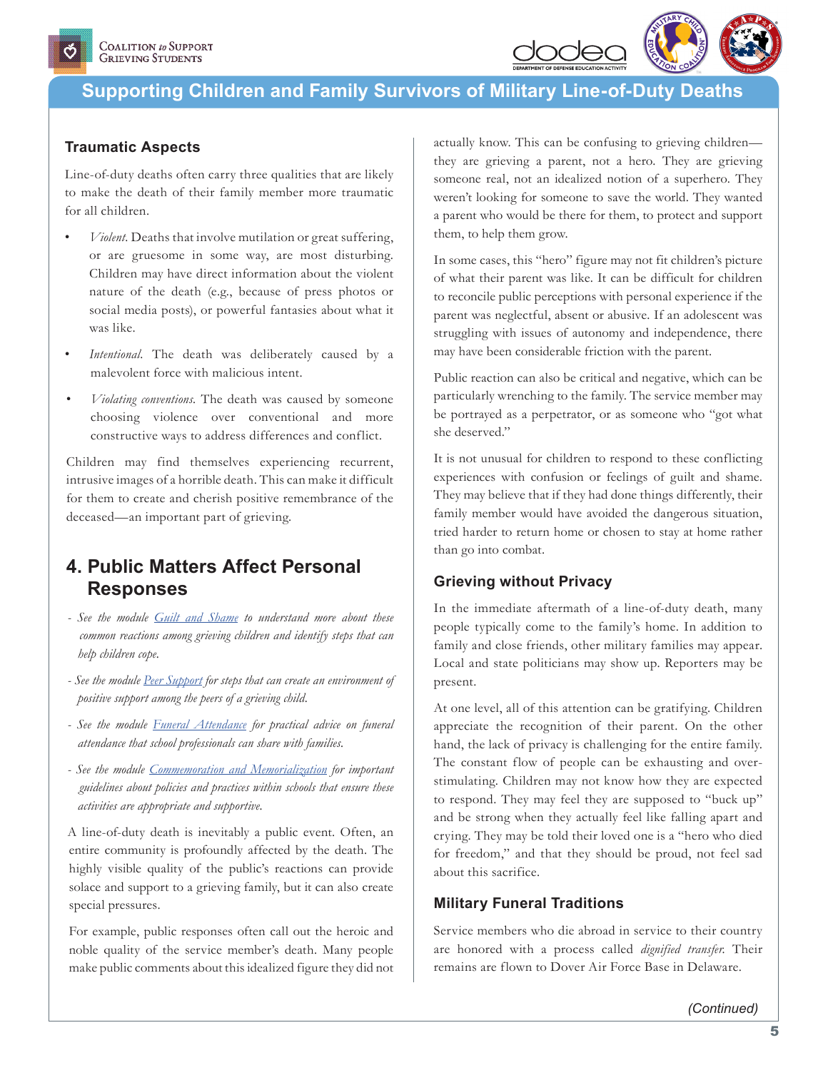### Traumatic Aspects

Line-of-duty deaths often carry three qualities that are likely to make the death of their family member more traumatic for all children.

- *Violent.* Deaths that involve mutilation or great suffering, or are gruesome in some way, are most disturbing. Children may have direct information about the violent nature of the death (e.g., because of press photos or social media posts), or powerful fantasies about what it was like.
- *Intentional.* The death was deliberately caused by a malevolent force with malicious intent.
- *Violating conventions.* The death was caused by someone choosing violence over conventional and more constructive ways to address differences and conflict.

Children may find themselves experiencing recurrent, intrusive images of a horrible death. This can make it difficult for them to create and cherish positive remembrance of the deceased—an important part of grieving.

## 4. Public Matters Affect Personal Responses

- *See the module Guilt and Shame to understand more about these common reactions among grieving children and identify steps that can help children cope.*
- *See the module Peer Support for steps that can create an environment of positive support among the peers of a grieving child.*
- *See the module Funeral Attendance for practical advice on funeral attendance that school professionals can share with families.*
- *See the module Commemoration and Memorialization for important guidelines about policies and practices within schools that ensure these activities are appropriate and supportive.*

A line-of-duty death is inevitably a public event. Often, an entire community is profoundly affected by the death. The highly visible quality of the public's reactions can provide solace and support to a grieving family, but it can also create special pressures.

For example, public responses often call out the heroic and noble quality of the service member's death. Many people make public comments about this idealized figure they did not actually know. This can be confusing to grieving children—they are grieving a parent, not a hero. They are grieving someone real, not an idealized notion of a superhero. They weren't looking for someone to save the world. They wanted a parent who would be there for them, to protect and support them, to help them grow.

In some cases, this "hero" figure may not fit children's picture of what their parent was like. It can be difficult for children to reconcile public perceptions with personal experience if the parent was neglectful, absent or abusive. If an adolescent was struggling with issues of autonomy and independence, there may have been considerable friction with the parent.

Public reaction can also be critical and negative, which can be particularly wrenching to the family. The service member may be portrayed as a perpetrator, or as someone who "got what she deserved."

It is not unusual for children to respond to these conflicting experiences with confusion or feelings of guilt and shame. They may believe that if they had done things differently, their family member would have avoided the dangerous situation, tried harder to return home or chosen to stay at home rather than go into combat.

### Grieving without Privacy

In the immediate aftermath of a line-of-duty death, many people typically come to the family's home. In addition to family and close friends, other military families may appear. Local and state politicians may show up. Reporters may be present.

At one level, all of this attention can be gratifying. Children appreciate the recognition of their parent. On the other hand, the lack of privacy is challenging for the entire family. The constant flow of people can be exhausting and over-stimulating. Children may not know how they are expected to respond. They may feel they are supposed to "buck up" and be strong when they actually feel like falling apart and crying. They may be told their loved one is a "hero who died for freedom," and that they should be proud, not feel sad about this sacrifice.

### Military Funeral Traditions

Service members who die abroad in service to their country are honored with a process called *dignified transfer.* Their remains are flown to Dover Air Force Base in Delaware.

*(Continued)*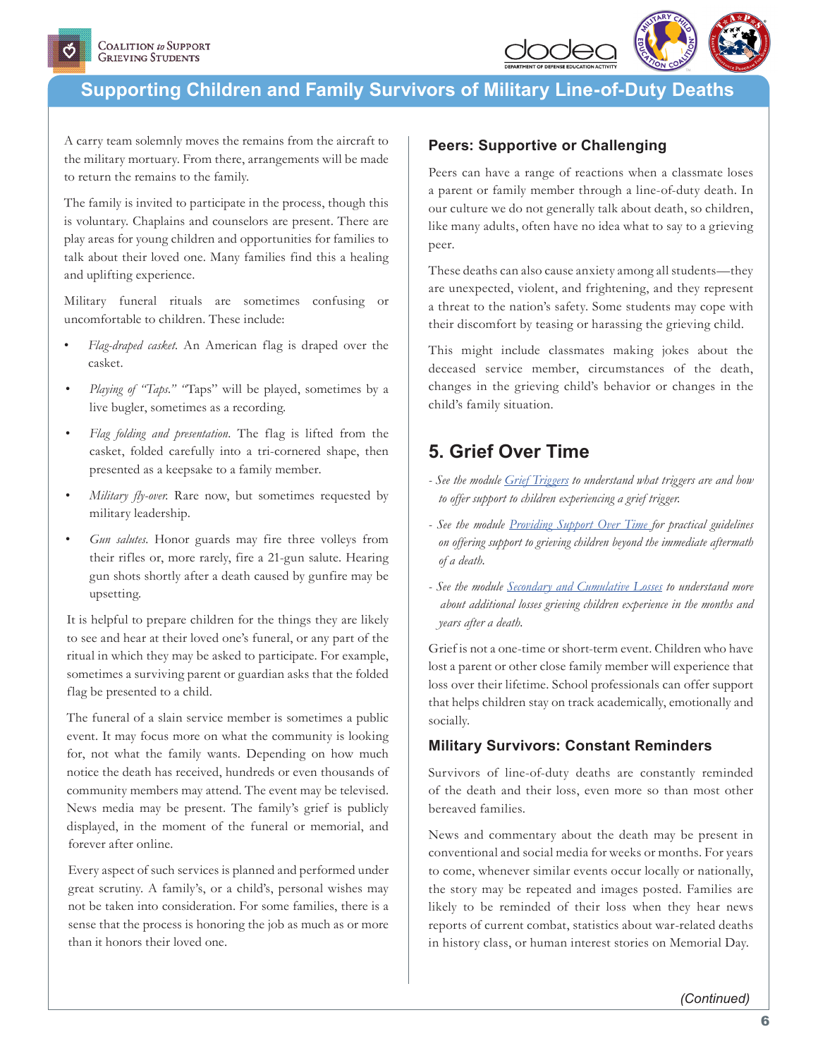A carry team solemnly moves the remains from the aircraft to the military mortuary. From there, arrangements will be made to return the remains to the family.

The family is invited to participate in the process, though this is voluntary. Chaplains and counselors are present. There are play areas for young children and opportunities for families to talk about their loved one. Many families find this a healing and uplifting experience.

Military funeral rituals are sometimes confusing or uncomfortable to children. These include:

- *Flag-draped casket.* An American flag is draped over the casket.
- *Playing of "Taps."* "Taps" will be played, sometimes by a live bugler, sometimes as a recording.
- *Flag folding and presentation.* The flag is lifted from the casket, folded carefully into a tri-cornered shape, then presented as a keepsake to a family member.
- *Military fly-over.* Rare now, but sometimes requested by military leadership.
- *Gun salutes.* Honor guards may fire three volleys from their rifles or, more rarely, fire a 21-gun salute. Hearing gun shots shortly after a death caused by gunfire may be upsetting.

It is helpful to prepare children for the things they are likely to see and hear at their loved one's funeral, or any part of the ritual in which they may be asked to participate. For example, sometimes a surviving parent or guardian asks that the folded flag be presented to a child.

The funeral of a slain service member is sometimes a public event. It may focus more on what the community is looking for, not what the family wants. Depending on how much notice the death has received, hundreds or even thousands of community members may attend. The event may be televised. News media may be present. The family's grief is publicly displayed, in the moment of the funeral or memorial, and forever after online.

Every aspect of such services is planned and performed under great scrutiny. A family's, or a child's, personal wishes may not be taken into consideration. For some families, there is a sense that the process is honoring the job as much as or more than it honors their loved one.

### Peers: Supportive or Challenging

Peers can have a range of reactions when a classmate loses a parent or family member through a line-of-duty death. In our culture we do not generally talk about death, so children, like many adults, often have no idea what to say to a grieving peer.

These deaths can also cause anxiety among all students—they are unexpected, violent, and frightening, and they represent a threat to the nation's safety. Some students may cope with their discomfort by teasing or harassing the grieving child.

This might include classmates making jokes about the deceased service member, circumstances of the death, changes in the grieving child's behavior or changes in the child's family situation.

## 5. Grief Over Time

- *See the module Grief Triggers to understand what triggers are and how to offer support to children experiencing a grief trigger.*
- *See the module Providing Support Over Time for practical guidelines on offering support to grieving children beyond the immediate aftermath of a death.*
- *See the module Secondary and Cumulative Losses to understand more about additional losses grieving children experience in the months and years after a death.*

Grief is not a one-time or short-term event. Children who have lost a parent or other close family member will experience that loss over their lifetime. School professionals can offer support that helps children stay on track academically, emotionally and socially.

### Military Survivors: Constant Reminders

Survivors of line-of-duty deaths are constantly reminded of the death and their loss, even more so than most other bereaved families.

News and commentary about the death may be present in conventional and social media for weeks or months. For years to come, whenever similar events occur locally or nationally, the story may be repeated and images posted. Families are likely to be reminded of their loss when they hear news reports of current combat, statistics about war-related deaths in history class, or human interest stories on Memorial Day.

*(Continued)*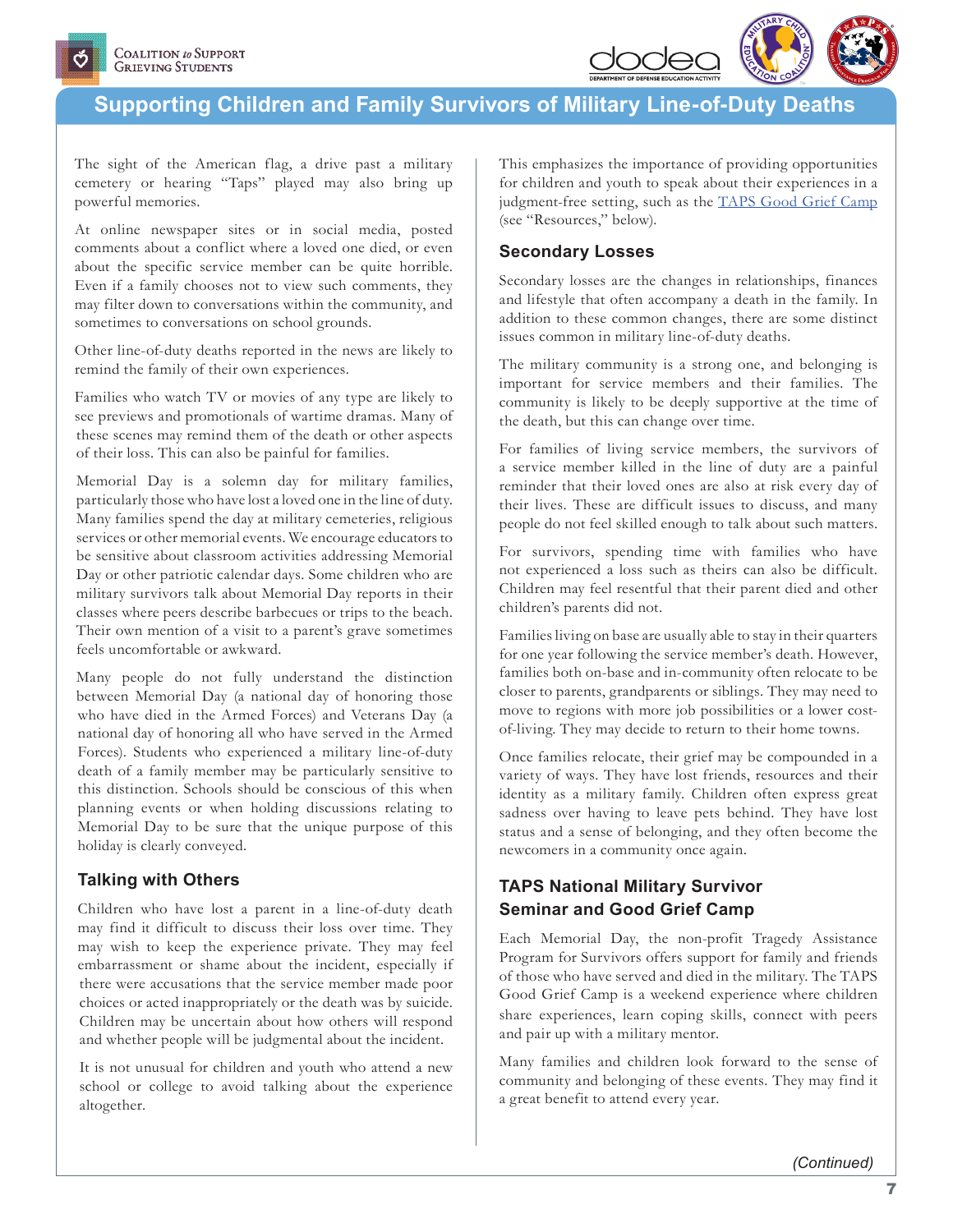## Supporting Children and Family Survivors of Military Line-of-Duty Deaths

The sight of the American flag, a drive past a military cemetery or hearing "Taps" played may also bring up powerful memories.

At online newspaper sites or in social media, posted comments about a conflict where a loved one died, or even about the specific service member can be quite horrible. Even if a family chooses not to view such comments, they may filter down to conversations within the community, and sometimes to conversations on school grounds.

Other line-of-duty deaths reported in the news are likely to remind the family of their own experiences.

Families who watch TV or movies of any type are likely to see previews and promotionals of wartime dramas. Many of these scenes may remind them of the death or other aspects of their loss. This can also be painful for families.

Memorial Day is a solemn day for military families, particularly those who have lost a loved one in the line of duty. Many families spend the day at military cemeteries, religious services or other memorial events. We encourage educators to be sensitive about classroom activities addressing Memorial Day or other patriotic calendar days. Some children who are military survivors talk about Memorial Day reports in their classes where peers describe barbecues or trips to the beach. Their own mention of a visit to a parent's grave sometimes feels uncomfortable or awkward.

Many people do not fully understand the distinction between Memorial Day (a national day of honoring those who have died in the Armed Forces) and Veterans Day (a national day of honoring all who have served in the Armed Forces). Students who experienced a military line-of-duty death of a family member may be particularly sensitive to this distinction. Schools should be conscious of this when planning events or when holding discussions relating to Memorial Day to be sure that the unique purpose of this holiday is clearly conveyed.

### Talking with Others

Children who have lost a parent in a line-of-duty death may find it difficult to discuss their loss over time. They may wish to keep the experience private. They may feel embarrassment or shame about the incident, especially if there were accusations that the service member made poor choices or acted inappropriately or the death was by suicide. Children may be uncertain about how others will respond and whether people will be judgmental about the incident.

It is not unusual for children and youth who attend a new school or college to avoid talking about the experience altogether.

This emphasizes the importance of providing opportunities for children and youth to speak about their experiences in a judgment-free setting, such as the TAPS Good Grief Camp (see "Resources," below).

### Secondary Losses

Secondary losses are the changes in relationships, finances and lifestyle that often accompany a death in the family. In addition to these common changes, there are some distinct issues common in military line-of-duty deaths.

The military community is a strong one, and belonging is important for service members and their families. The community is likely to be deeply supportive at the time of the death, but this can change over time.

For families of living service members, the survivors of a service member killed in the line of duty are a painful reminder that their loved ones are also at risk every day of their lives. These are difficult issues to discuss, and many people do not feel skilled enough to talk about such matters.

For survivors, spending time with families who have not experienced a loss such as theirs can also be difficult. Children may feel resentful that their parent died and other children's parents did not.

Families living on base are usually able to stay in their quarters for one year following the service member's death. However, families both on-base and in-community often relocate to be closer to parents, grandparents or siblings. They may need to move to regions with more job possibilities or a lower cost-of-living. They may decide to return to their home towns.

Once families relocate, their grief may be compounded in a variety of ways. They have lost friends, resources and their identity as a military family. Children often express great sadness over having to leave pets behind. They have lost status and a sense of belonging, and they often become the newcomers in a community once again.

### TAPS National Military Survivor Seminar and Good Grief Camp

Each Memorial Day, the non-profit Tragedy Assistance Program for Survivors offers support for family and friends of those who have served and died in the military. The TAPS Good Grief Camp is a weekend experience where children share experiences, learn coping skills, connect with peers and pair up with a military mentor.

Many families and children look forward to the sense of community and belonging of these events. They may find it a great benefit to attend every year.

*(Continued)*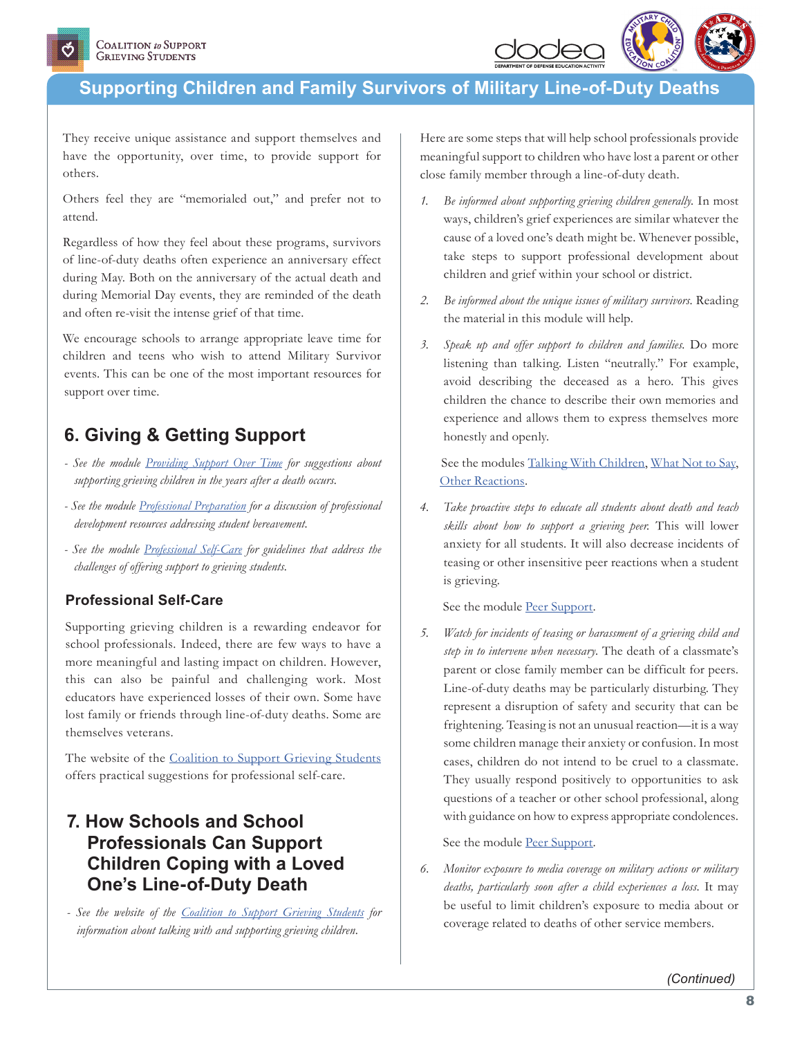They receive unique assistance and support themselves and have the opportunity, over time, to provide support for others.

Others feel they are "memorialed out," and prefer not to attend.

Regardless of how they feel about these programs, survivors of line-of-duty deaths often experience an anniversary effect during May. Both on the anniversary of the actual death and during Memorial Day events, they are reminded of the death and often re-visit the intense grief of that time.

We encourage schools to arrange appropriate leave time for children and teens who wish to attend Military Survivor events. This can be one of the most important resources for support over time.

## 6. Giving & Getting Support

- *See the module Providing Support Over Time for suggestions about supporting grieving children in the years after a death occurs.*
- *See the module Professional Preparation for a discussion of professional development resources addressing student bereavement.*
- *See the module Professional Self-Care for guidelines that address the challenges of offering support to grieving students.*

### Professional Self-Care

Supporting grieving children is a rewarding endeavor for school professionals. Indeed, there are few ways to have a more meaningful and lasting impact on children. However, this can also be painful and challenging work. Most educators have experienced losses of their own. Some have lost family or friends through line-of-duty deaths. Some are themselves veterans.

The website of the Coalition to Support Grieving Students offers practical suggestions for professional self-care.

## 7. How Schools and School Professionals Can Support Children Coping with a Loved One's Line-of-Duty Death

- *See the website of the Coalition to Support Grieving Students for information about talking with and supporting grieving children.*

Here are some steps that will help school professionals provide meaningful support to children who have lost a parent or other close family member through a line-of-duty death.

1. *Be informed about supporting grieving children generally.* In most ways, children's grief experiences are similar whatever the cause of a loved one's death might be. Whenever possible, take steps to support professional development about children and grief within your school or district.
2. *Be informed about the unique issues of military survivors.* Reading the material in this module will help.
3. *Speak up and offer support to children and families.* Do more listening than talking. Listen "neutrally." For example, avoid describing the deceased as a hero. This gives children the chance to describe their own memories and experience and allows them to express themselves more honestly and openly.

   See the modules Talking With Children, What Not to Say, Other Reactions.

4. *Take proactive steps to educate all students about death and teach skills about how to support a grieving peer.* This will lower anxiety for all students. It will also decrease incidents of teasing or other insensitive peer reactions when a student is grieving.

   See the module Peer Support.

5. *Watch for incidents of teasing or harassment of a grieving child and step in to intervene when necessary.* The death of a classmate's parent or close family member can be difficult for peers. Line-of-duty deaths may be particularly disturbing. They represent a disruption of safety and security that can be frightening. Teasing is not an unusual reaction—it is a way some children manage their anxiety or confusion. In most cases, children do not intend to be cruel to a classmate. They usually respond positively to opportunities to ask questions of a teacher or other school professional, along with guidance on how to express appropriate condolences.

   See the module Peer Support.

6. *Monitor exposure to media coverage on military actions or military deaths, particularly soon after a child experiences a loss.* It may be useful to limit children's exposure to media about or coverage related to deaths of other service members.

*(Continued)*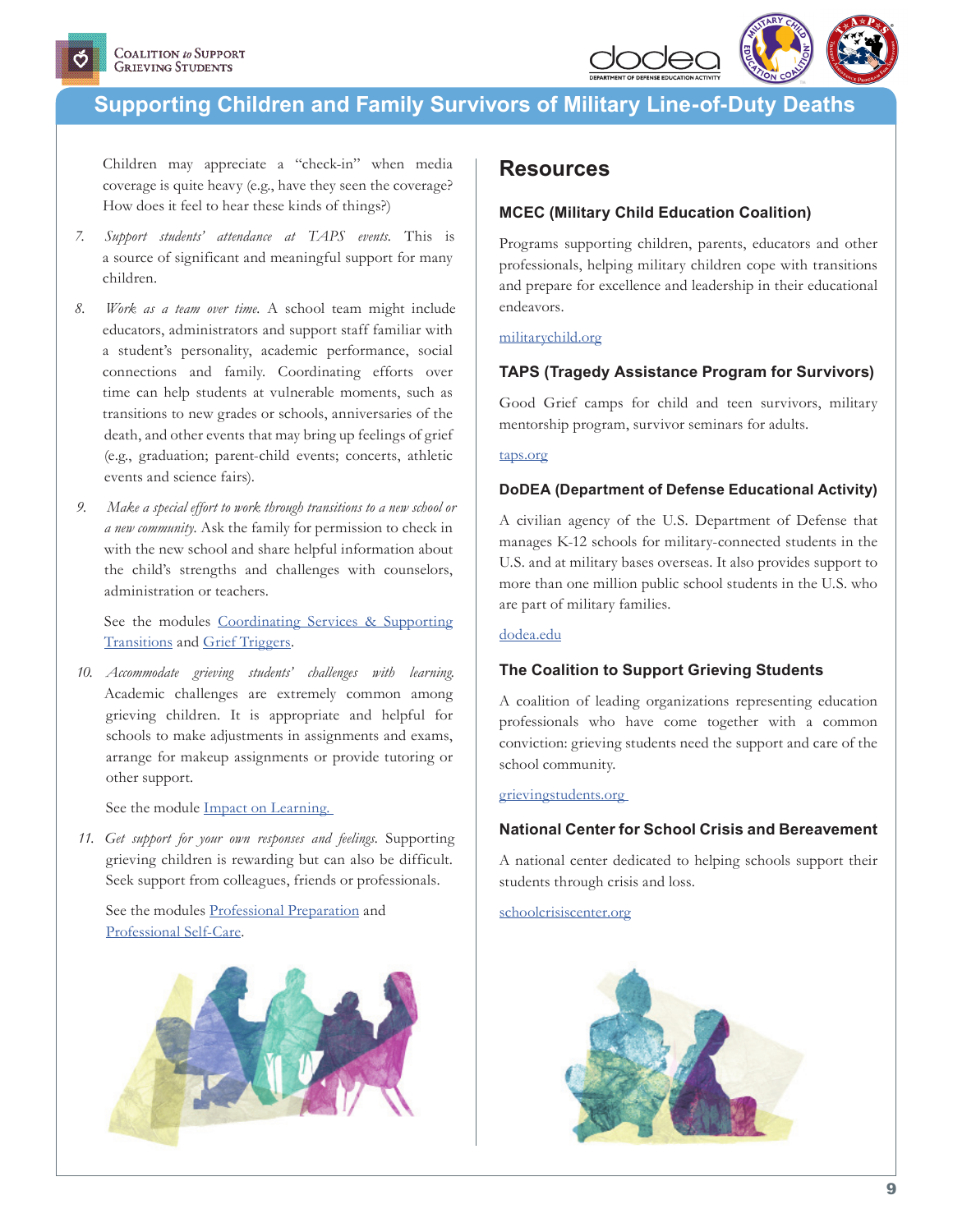Children may appreciate a "check-in" when media coverage is quite heavy (e.g., have they seen the coverage? How does it feel to hear these kinds of things?)

7. *Support students' attendance at TAPS events.* This is a source of significant and meaningful support for many children.

8. *Work as a team over time.* A school team might include educators, administrators and support staff familiar with a student's personality, academic performance, social connections and family. Coordinating efforts over time can help students at vulnerable moments, such as transitions to new grades or schools, anniversaries of the death, and other events that may bring up feelings of grief (e.g., graduation; parent-child events; concerts, athletic events and science fairs).

9. *Make a special effort to work through transitions to a new school or a new community.* Ask the family for permission to check in with the new school and share helpful information about the child's strengths and challenges with counselors, administration or teachers.

   See the modules Coordinating Services & Supporting Transitions and Grief Triggers.

10. *Accommodate grieving students' challenges with learning.* Academic challenges are extremely common among grieving children. It is appropriate and helpful for schools to make adjustments in assignments and exams, arrange for makeup assignments or provide tutoring or other support.

    See the module Impact on Learning.

11. *Get support for your own responses and feelings.* Supporting grieving children is rewarding but can also be difficult. Seek support from colleagues, friends or professionals.

    See the modules Professional Preparation and Professional Self-Care.

## Resources

### MCEC (Military Child Education Coalition)

Programs supporting children, parents, educators and other professionals, helping military children cope with transitions and prepare for excellence and leadership in their educational endeavors.

militarychild.org

### TAPS (Tragedy Assistance Program for Survivors)

Good Grief camps for child and teen survivors, military mentorship program, survivor seminars for adults.

taps.org

### DoDEA (Department of Defense Educational Activity)

A civilian agency of the U.S. Department of Defense that manages K-12 schools for military-connected students in the U.S. and at military bases overseas. It also provides support to more than one million public school students in the U.S. who are part of military families.

dodea.edu

### The Coalition to Support Grieving Students

A coalition of leading organizations representing education professionals who have come together with a common conviction: grieving students need the support and care of the school community.

grievingstudents.org

### National Center for School Crisis and Bereavement

A national center dedicated to helping schools support their students through crisis and loss.

schoolcrisiscenter.org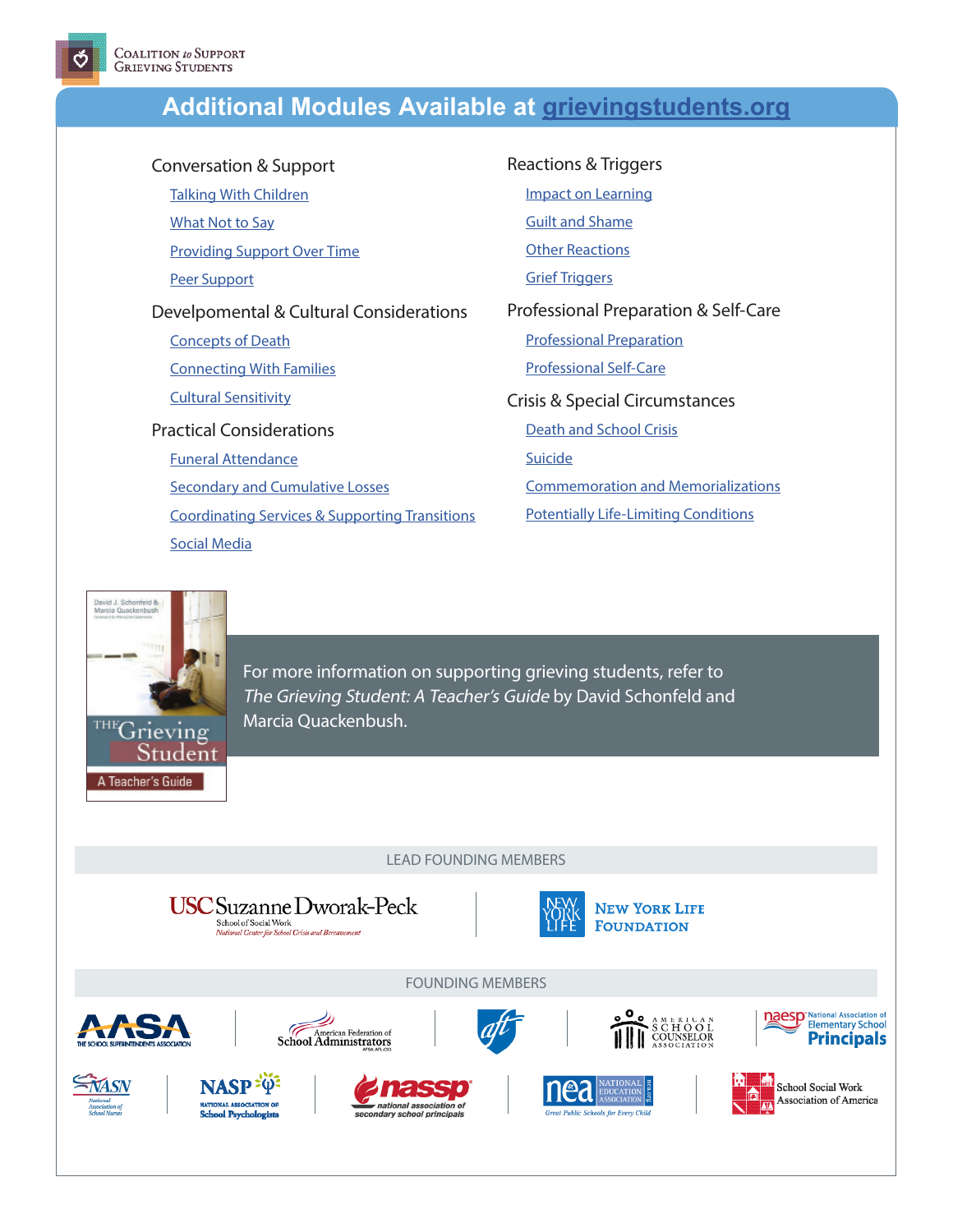Coalition to Support Grieving Students

## Additional Modules Available at grievingstudents.org

### Conversation & Support

- Talking With Children
- What Not to Say
- Providing Support Over Time
- Peer Support

### Develpomental & Cultural Considerations

- Concepts of Death
- Connecting With Families
- Cultural Sensitivity

### Practical Considerations

- Funeral Attendance
- Secondary and Cumulative Losses
- Coordinating Services & Supporting Transitions
- Social Media

### Reactions & Triggers

- Impact on Learning
- Guilt and Shame
- Other Reactions
- Grief Triggers

### Professional Preparation & Self-Care

- Professional Preparation
- Professional Self-Care

### Crisis & Special Circumstances

- Death and School Crisis
- Suicide
- Commemoration and Memorializations
- Potentially Life-Limiting Conditions

For more information on supporting grieving students, refer to *The Grieving Student: A Teacher's Guide* by David Schonfeld and Marcia Quackenbush.

LEAD FOUNDING MEMBERS

USC Suzanne Dworak-Peck School of Social Work, National Center for School Crisis and Bereavement

New York Life Foundation

FOUNDING MEMBERS

AASA The School Superintendents Association

American Federation of School Administrators AFSA, AFL-CIO

AFT

American School Counselor Association

NAESP National Association of Elementary School Principals

NASN National Association of School Nurses

NASP National Association of School Psychologists

NASSP national association of secondary school principals

NEA National Education Association — Great Public Schools for Every Child

School Social Work Association of America